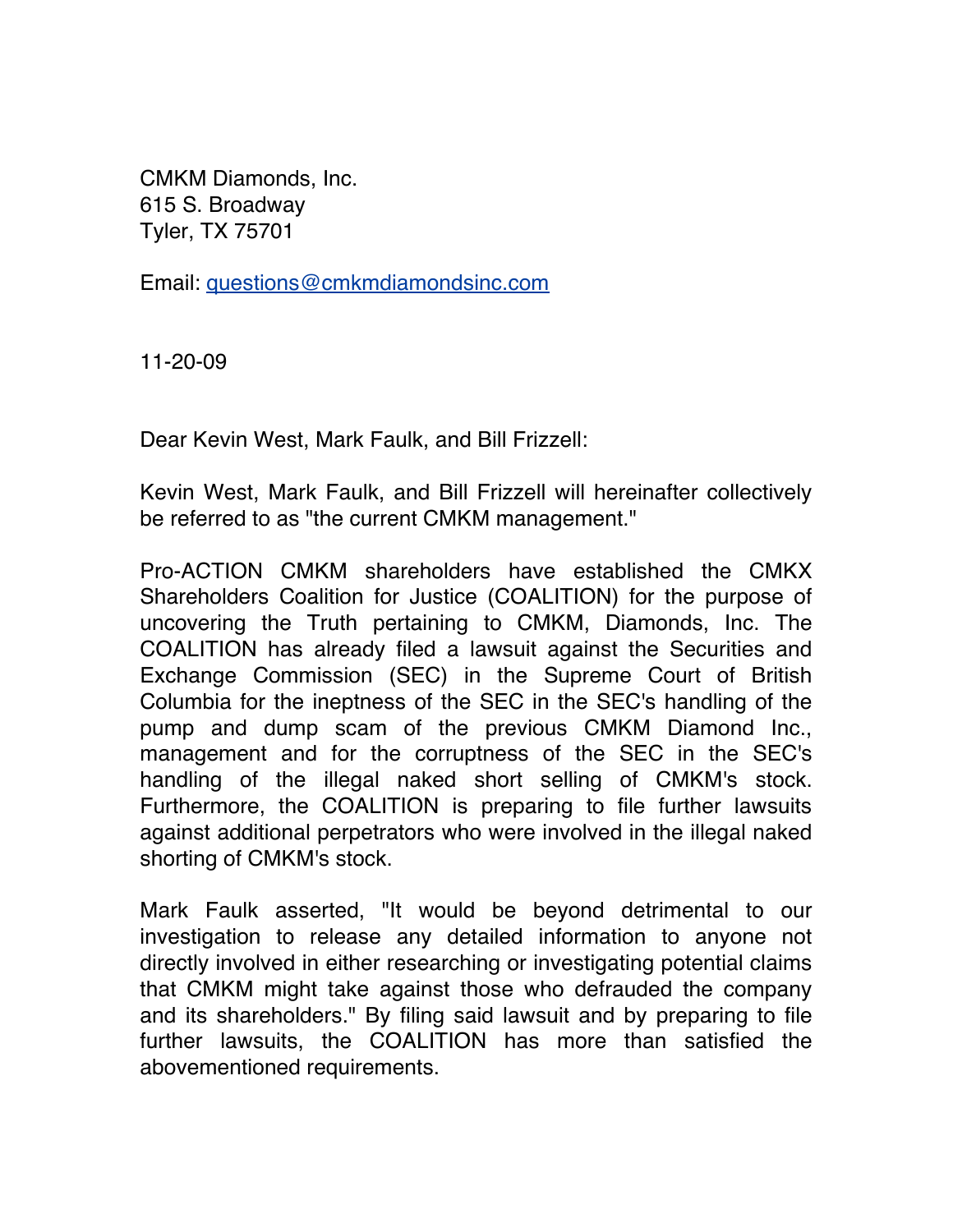CMKM Diamonds, Inc.  
615 S. Broadway  
Tyler, TX 75701

Email: questions@cmkmdiamondsinc.com

11-20-09

Dear Kevin West, Mark Faulk, and Bill Frizzell:

Kevin West, Mark Faulk, and Bill Frizzell will hereinafter collectively be referred to as "the current CMKM management."

Pro-ACTION CMKM shareholders have established the CMKX Shareholders Coalition for Justice (COALITION) for the purpose of uncovering the Truth pertaining to CMKM, Diamonds, Inc. The COALITION has already filed a lawsuit against the Securities and Exchange Commission (SEC) in the Supreme Court of British Columbia for the ineptness of the SEC in the SEC's handling of the pump and dump scam of the previous CMKM Diamond Inc., management and for the corruptness of the SEC in the SEC's handling of the illegal naked short selling of CMKM's stock. Furthermore, the COALITION is preparing to file further lawsuits against additional perpetrators who were involved in the illegal naked shorting of CMKM's stock.

Mark Faulk asserted, "It would be beyond detrimental to our investigation to release any detailed information to anyone not directly involved in either researching or investigating potential claims that CMKM might take against those who defrauded the company and its shareholders." By filing said lawsuit and by preparing to file further lawsuits, the COALITION has more than satisfied the abovementioned requirements.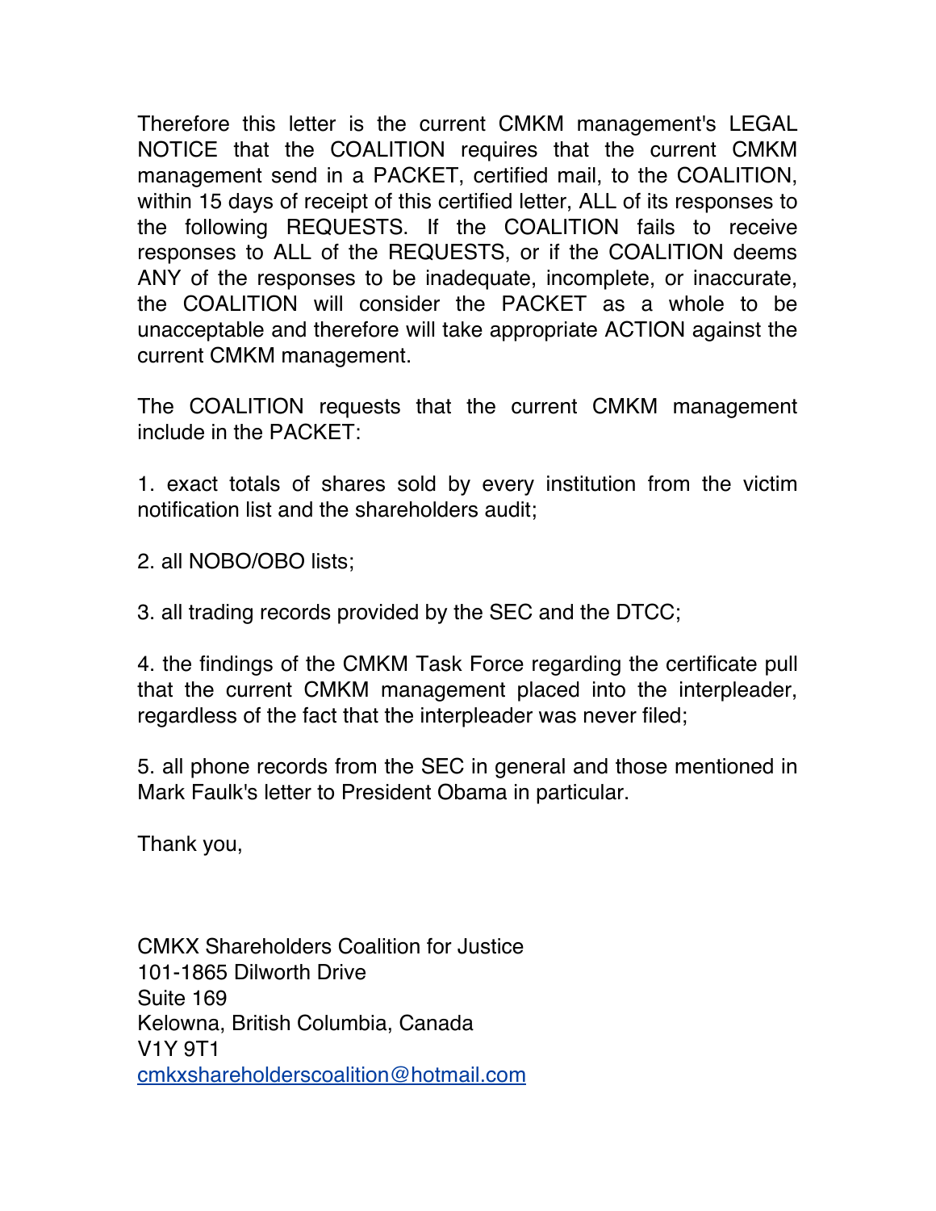Therefore this letter is the current CMKM management's LEGAL NOTICE that the COALITION requires that the current CMKM management send in a PACKET, certified mail, to the COALITION, within 15 days of receipt of this certified letter, ALL of its responses to the following REQUESTS. If the COALITION fails to receive responses to ALL of the REQUESTS, or if the COALITION deems ANY of the responses to be inadequate, incomplete, or inaccurate, the COALITION will consider the PACKET as a whole to be unacceptable and therefore will take appropriate ACTION against the current CMKM management.

The COALITION requests that the current CMKM management include in the PACKET:

1. exact totals of shares sold by every institution from the victim notification list and the shareholders audit;

2. all NOBO/OBO lists;

3. all trading records provided by the SEC and the DTCC;

4. the findings of the CMKM Task Force regarding the certificate pull that the current CMKM management placed into the interpleader, regardless of the fact that the interpleader was never filed;

5. all phone records from the SEC in general and those mentioned in Mark Faulk's letter to President Obama in particular.

Thank you,

CMKX Shareholders Coalition for Justice
101-1865 Dilworth Drive
Suite 169
Kelowna, British Columbia, Canada
V1Y 9T1
cmkxshareholderscoalition@hotmail.com